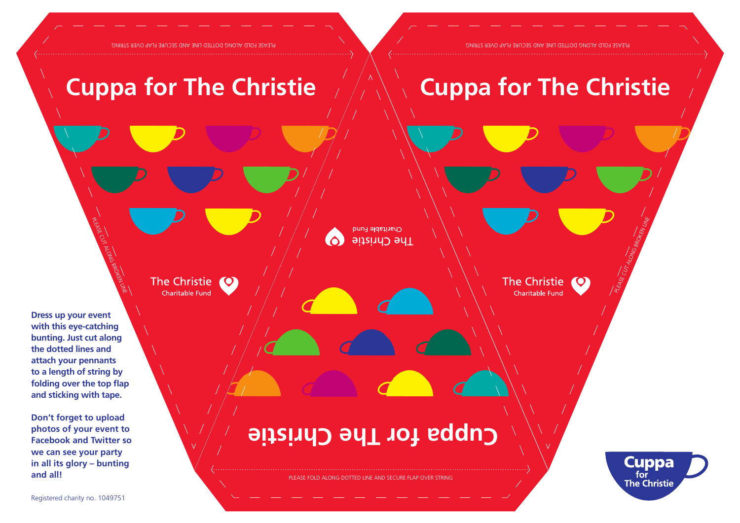PLEASE FOLD ALONG DOTTED LINE AND SECURE FLAP OVER STRING

# Cuppa for The Christie

The Christie
Charitable Fund

PLEASE CUT ALONG BROKEN LINE

PLEASE FOLD ALONG DOTTED LINE AND SECURE FLAP OVER STRING

# Cuppa for The Christie

The Christie
Charitable Fund

PLEASE CUT ALONG BROKEN LINE

The Christie
Charitable Fund

# Cuppa for The Christie

PLEASE FOLD ALONG DOTTED LINE AND SECURE FLAP OVER STRING

**Dress up your event with this eye-catching bunting. Just cut along the dotted lines and attach your pennants to a length of string by folding over the top flap and sticking with tape.**

**Don't forget to upload photos of your event to Facebook and Twitter so we can see your party in all its glory – bunting and all!**

Registered charity no. 1049751

Cuppa for The Christie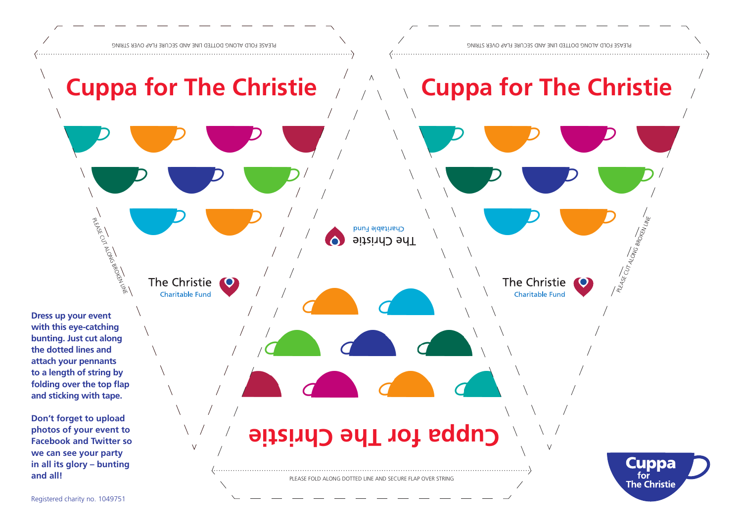PLEASE FOLD ALONG DOTTED LINE AND SECURE FLAP OVER STRING

PLEASE FOLD ALONG DOTTED LINE AND SECURE FLAP OVER STRING

# Cuppa for The Christie

# Cuppa for The Christie

PLEASE CUT ALONG BROKEN LINE

The Christie Charitable Fund

The Christie Charitable Fund

The Christie Charitable Fund

PLEASE CUT ALONG BROKEN LINE

**Dress up your event with this eye-catching bunting. Just cut along the dotted lines and attach your pennants to a length of string by folding over the top flap and sticking with tape.**

**Don't forget to upload photos of your event to Facebook and Twitter so we can see your party in all its glory – bunting and all!**

# Cuppa for The Christie

PLEASE FOLD ALONG DOTTED LINE AND SECURE FLAP OVER STRING

Registered charity no. 1049751

Cuppa for The Christie